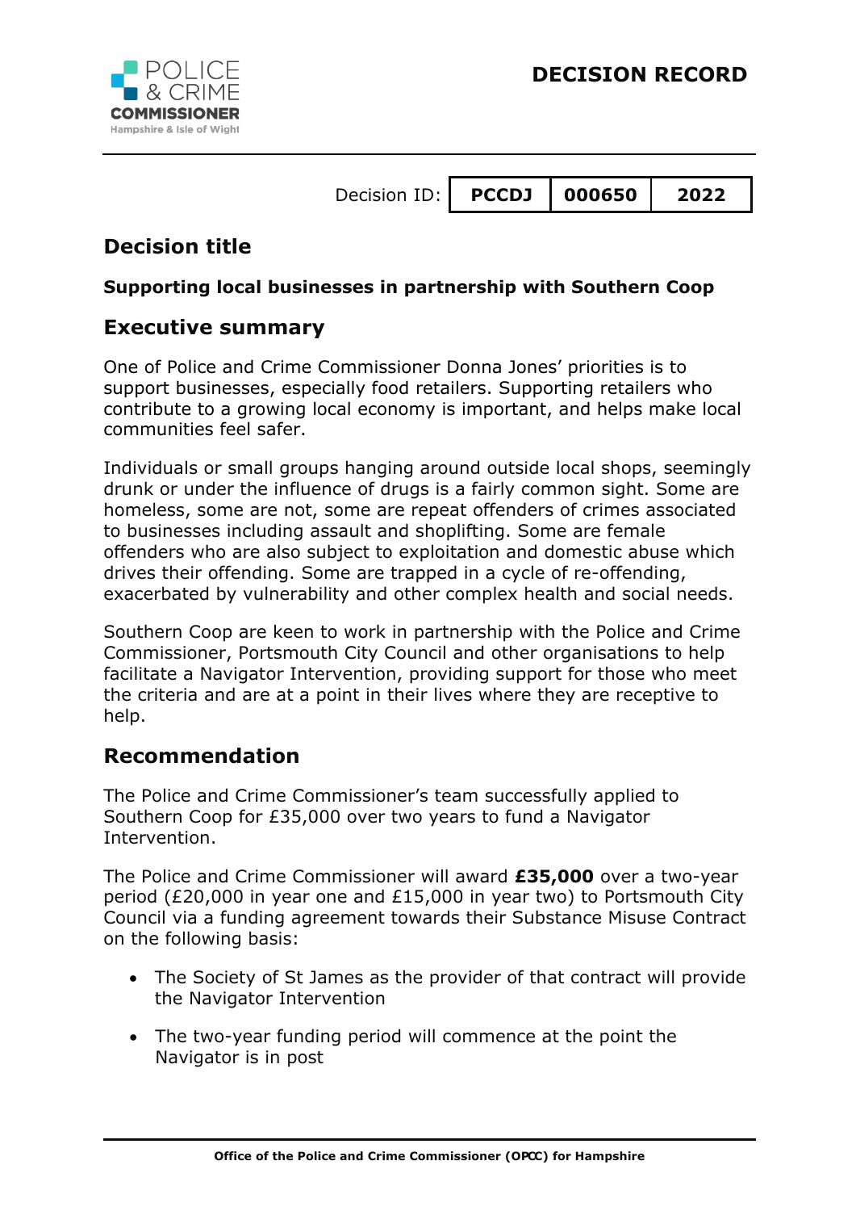# DECISION RECORD

| Decision ID: | PCCDJ | 000650 | 2022 |
|---|---|---|---|

## Decision title

**Supporting local businesses in partnership with Southern Coop**

## Executive summary

One of Police and Crime Commissioner Donna Jones' priorities is to support businesses, especially food retailers. Supporting retailers who contribute to a growing local economy is important, and helps make local communities feel safer.

Individuals or small groups hanging around outside local shops, seemingly drunk or under the influence of drugs is a fairly common sight. Some are homeless, some are not, some are repeat offenders of crimes associated to businesses including assault and shoplifting. Some are female offenders who are also subject to exploitation and domestic abuse which drives their offending. Some are trapped in a cycle of re-offending, exacerbated by vulnerability and other complex health and social needs.

Southern Coop are keen to work in partnership with the Police and Crime Commissioner, Portsmouth City Council and other organisations to help facilitate a Navigator Intervention, providing support for those who meet the criteria and are at a point in their lives where they are receptive to help.

## Recommendation

The Police and Crime Commissioner's team successfully applied to Southern Coop for £35,000 over two years to fund a Navigator Intervention.

The Police and Crime Commissioner will award **£35,000** over a two-year period (£20,000 in year one and £15,000 in year two) to Portsmouth City Council via a funding agreement towards their Substance Misuse Contract on the following basis:

- The Society of St James as the provider of that contract will provide the Navigator Intervention
- The two-year funding period will commence at the point the Navigator is in post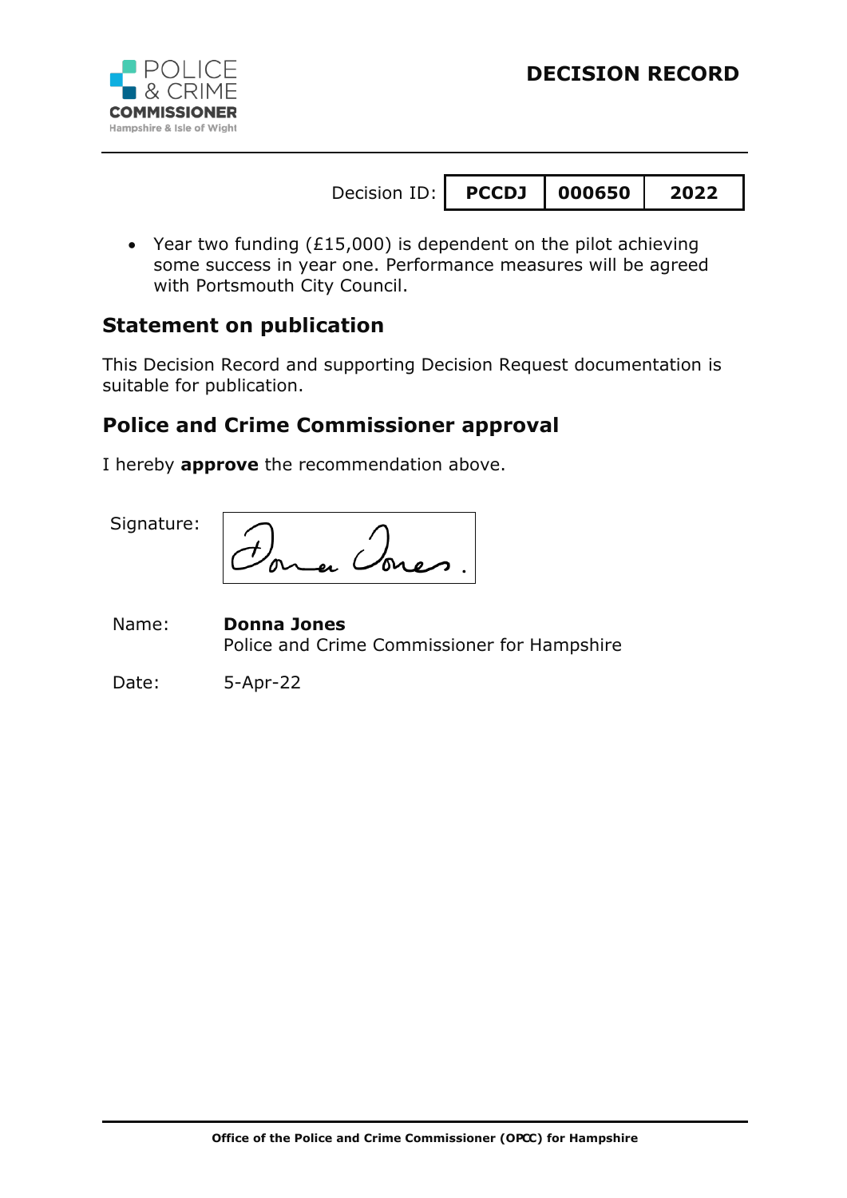# DECISION RECORD

| Decision ID: | PCCDJ | 000650 | 2022 |
|---|---|---|---|

- Year two funding (£15,000) is dependent on the pilot achieving some success in year one. Performance measures will be agreed with Portsmouth City Council.

## Statement on publication

This Decision Record and supporting Decision Request documentation is suitable for publication.

## Police and Crime Commissioner approval

I hereby **approve** the recommendation above.

Signature: Donna Jones.

Name: **Donna Jones**
Police and Crime Commissioner for Hampshire

Date: 5-Apr-22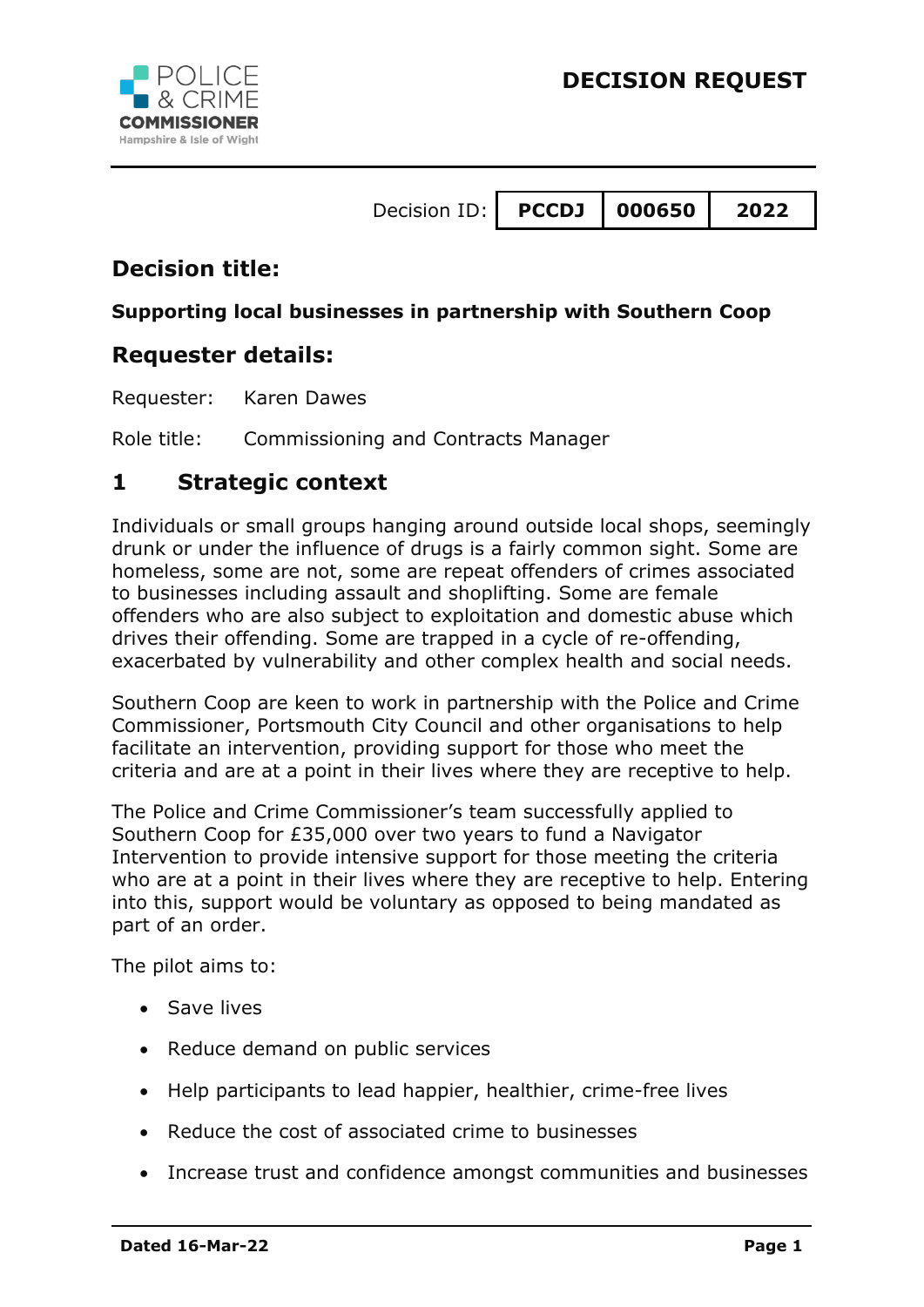# DECISION REQUEST

| Decision ID: | PCCDJ | 000650 | 2022 |
|---|---|---|---|

## Decision title:

**Supporting local businesses in partnership with Southern Coop**

## Requester details:

Requester: Karen Dawes

Role title: Commissioning and Contracts Manager

## 1 Strategic context

Individuals or small groups hanging around outside local shops, seemingly drunk or under the influence of drugs is a fairly common sight. Some are homeless, some are not, some are repeat offenders of crimes associated to businesses including assault and shoplifting. Some are female offenders who are also subject to exploitation and domestic abuse which drives their offending. Some are trapped in a cycle of re-offending, exacerbated by vulnerability and other complex health and social needs.

Southern Coop are keen to work in partnership with the Police and Crime Commissioner, Portsmouth City Council and other organisations to help facilitate an intervention, providing support for those who meet the criteria and are at a point in their lives where they are receptive to help.

The Police and Crime Commissioner's team successfully applied to Southern Coop for £35,000 over two years to fund a Navigator Intervention to provide intensive support for those meeting the criteria who are at a point in their lives where they are receptive to help. Entering into this, support would be voluntary as opposed to being mandated as part of an order.

The pilot aims to:

- Save lives
- Reduce demand on public services
- Help participants to lead happier, healthier, crime-free lives
- Reduce the cost of associated crime to businesses
- Increase trust and confidence amongst communities and businesses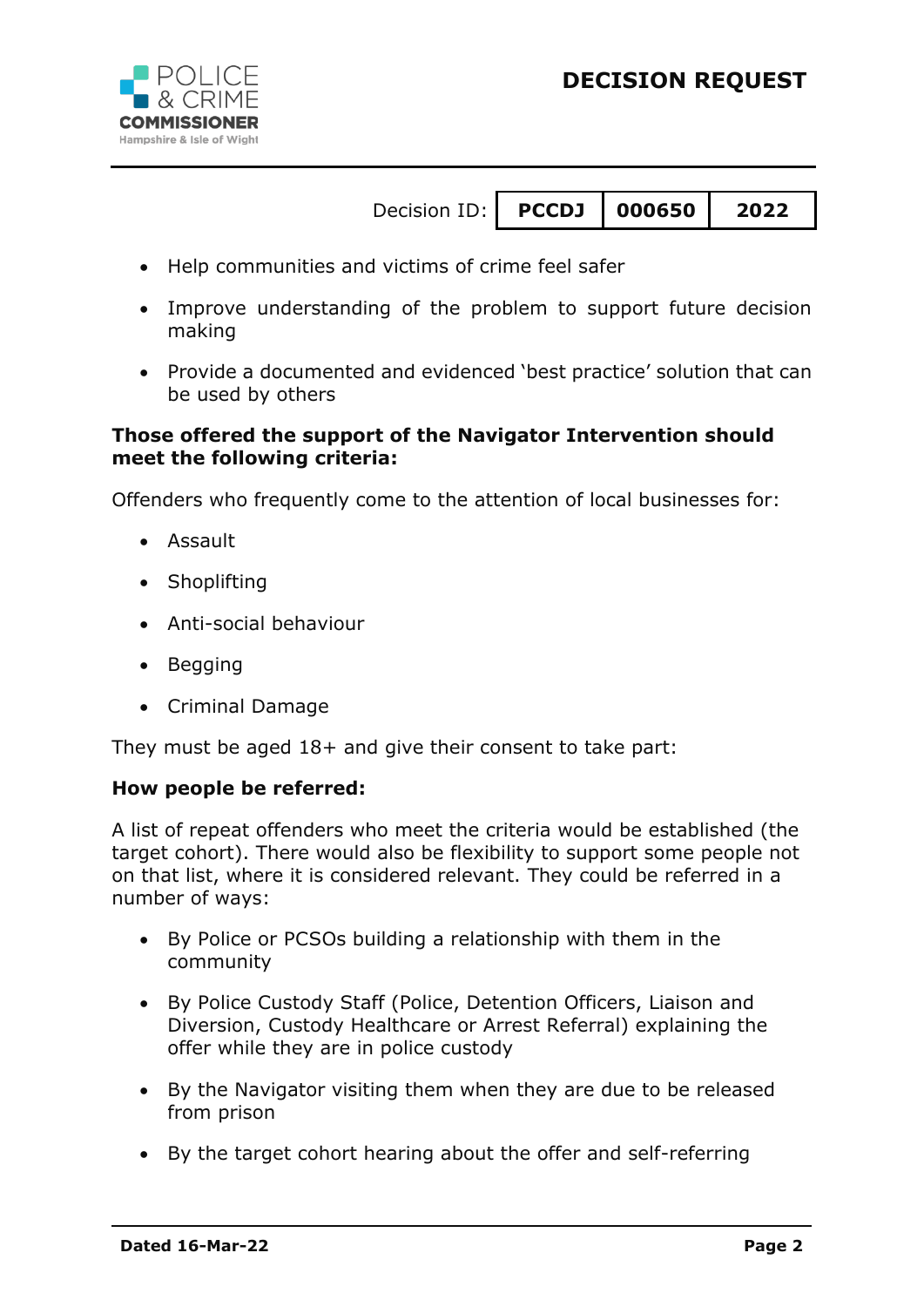- Help communities and victims of crime feel safer
- Improve understanding of the problem to support future decision making
- Provide a documented and evidenced 'best practice' solution that can be used by others

**Those offered the support of the Navigator Intervention should meet the following criteria:**

Offenders who frequently come to the attention of local businesses for:

- Assault
- Shoplifting
- Anti-social behaviour
- Begging
- Criminal Damage

They must be aged 18+ and give their consent to take part:

**How people be referred:**

A list of repeat offenders who meet the criteria would be established (the target cohort). There would also be flexibility to support some people not on that list, where it is considered relevant. They could be referred in a number of ways:

- By Police or PCSOs building a relationship with them in the community
- By Police Custody Staff (Police, Detention Officers, Liaison and Diversion, Custody Healthcare or Arrest Referral) explaining the offer while they are in police custody
- By the Navigator visiting them when they are due to be released from prison
- By the target cohort hearing about the offer and self-referring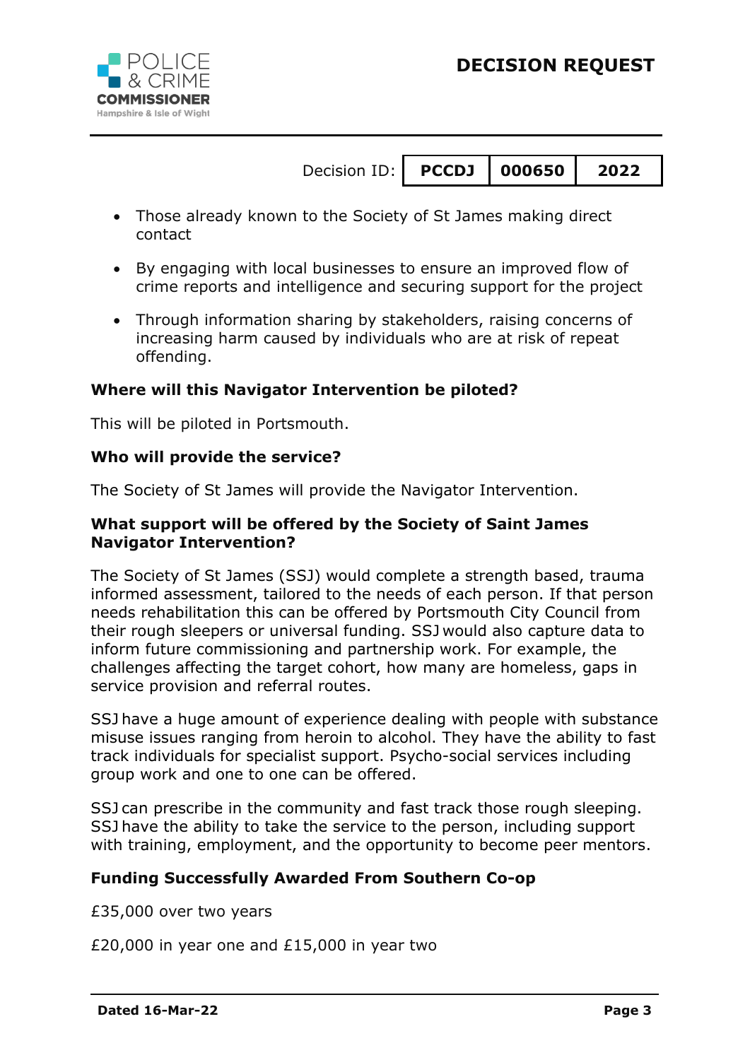- Those already known to the Society of St James making direct contact
- By engaging with local businesses to ensure an improved flow of crime reports and intelligence and securing support for the project
- Through information sharing by stakeholders, raising concerns of increasing harm caused by individuals who are at risk of repeat offending.

**Where will this Navigator Intervention be piloted?**

This will be piloted in Portsmouth.

**Who will provide the service?**

The Society of St James will provide the Navigator Intervention.

**What support will be offered by the Society of Saint James Navigator Intervention?**

The Society of St James (SSJ) would complete a strength based, trauma informed assessment, tailored to the needs of each person. If that person needs rehabilitation this can be offered by Portsmouth City Council from their rough sleepers or universal funding. SSJ would also capture data to inform future commissioning and partnership work. For example, the challenges affecting the target cohort, how many are homeless, gaps in service provision and referral routes.

SSJ have a huge amount of experience dealing with people with substance misuse issues ranging from heroin to alcohol. They have the ability to fast track individuals for specialist support. Psycho-social services including group work and one to one can be offered.

SSJ can prescribe in the community and fast track those rough sleeping. SSJ have the ability to take the service to the person, including support with training, employment, and the opportunity to become peer mentors.

**Funding Successfully Awarded From Southern Co-op**

£35,000 over two years

£20,000 in year one and £15,000 in year two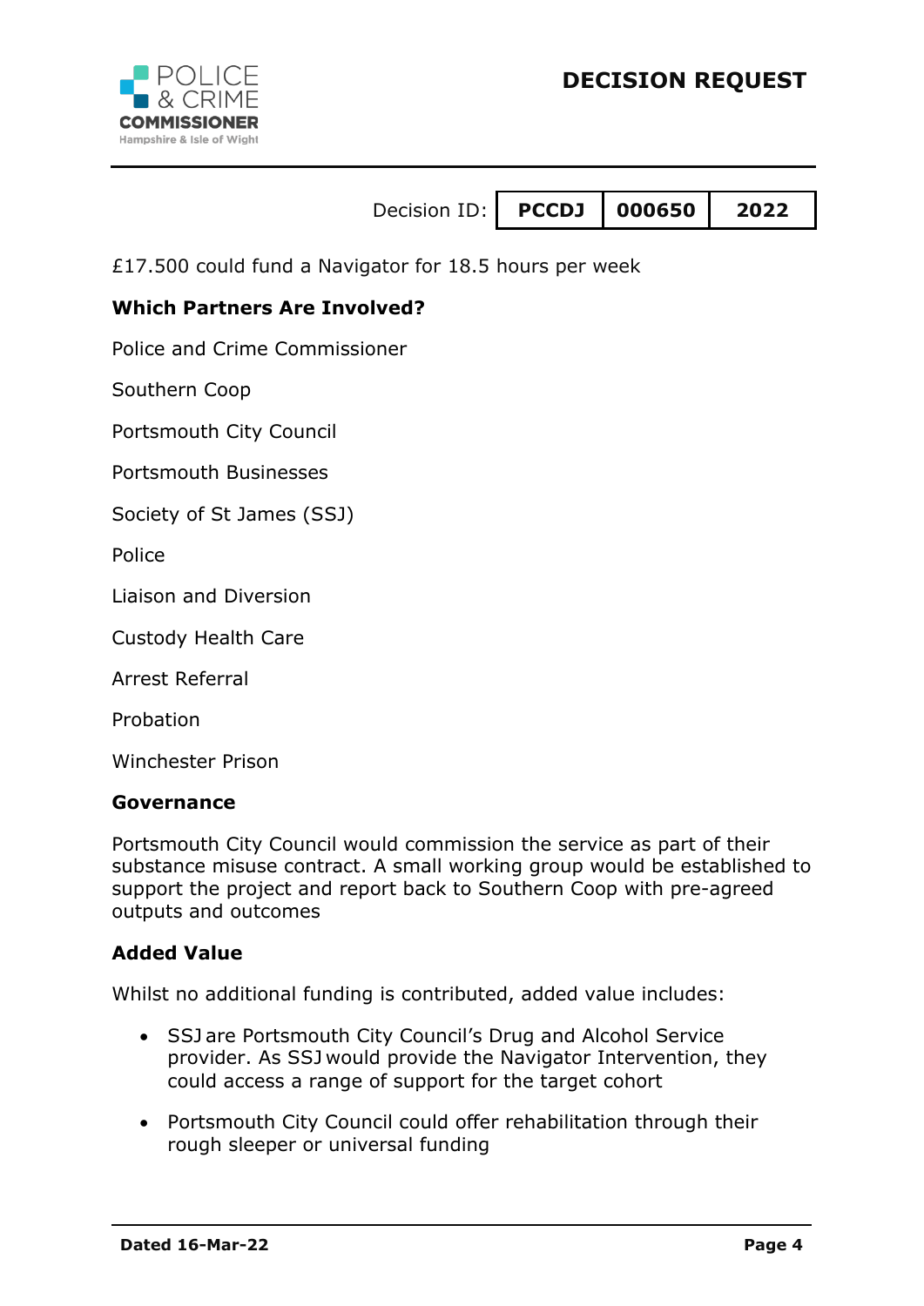£17.500 could fund a Navigator for 18.5 hours per week

**Which Partners Are Involved?**

Police and Crime Commissioner

Southern Coop

Portsmouth City Council

Portsmouth Businesses

Society of St James (SSJ)

Police

Liaison and Diversion

Custody Health Care

Arrest Referral

Probation

Winchester Prison

**Governance**

Portsmouth City Council would commission the service as part of their substance misuse contract. A small working group would be established to support the project and report back to Southern Coop with pre-agreed outputs and outcomes

**Added Value**

Whilst no additional funding is contributed, added value includes:

- SSJ are Portsmouth City Council's Drug and Alcohol Service provider. As SSJ would provide the Navigator Intervention, they could access a range of support for the target cohort
- Portsmouth City Council could offer rehabilitation through their rough sleeper or universal funding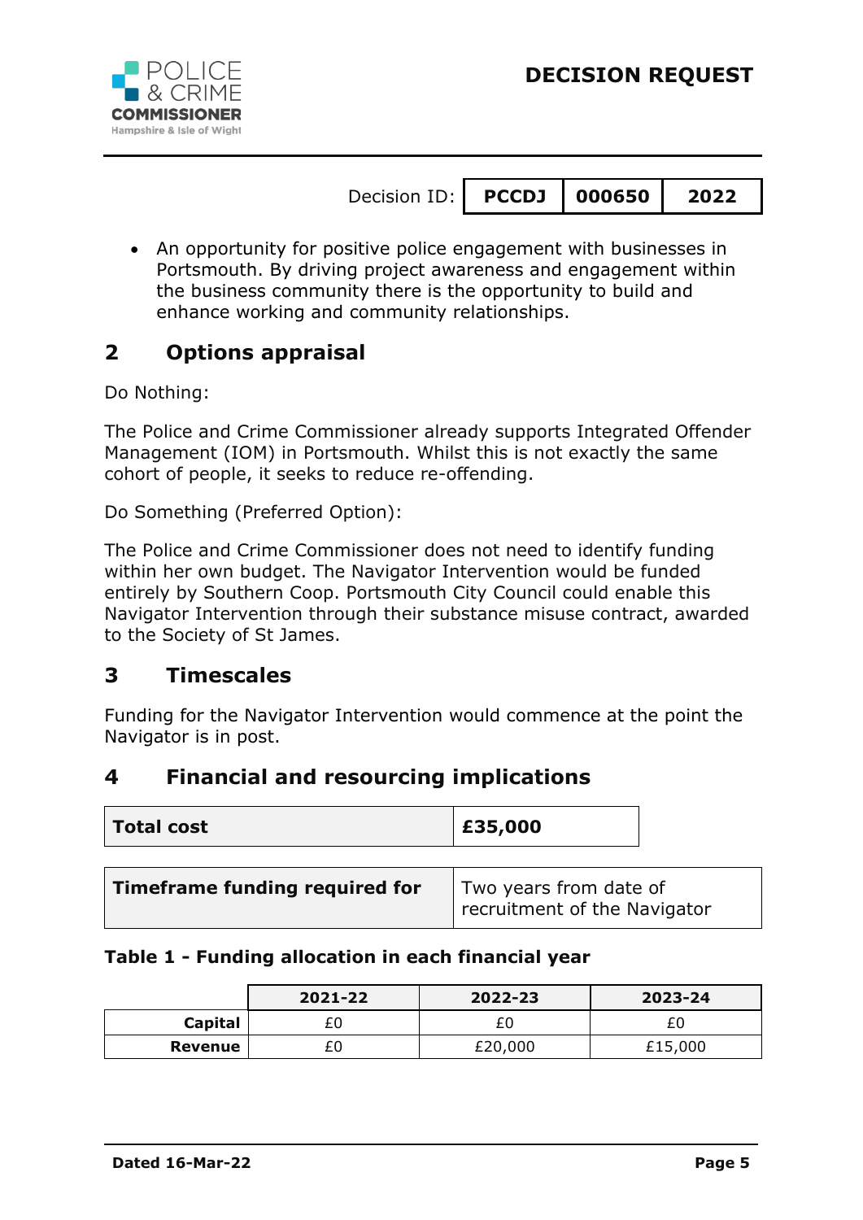Decision ID: PCCDJ 000650 2022

- An opportunity for positive police engagement with businesses in Portsmouth. By driving project awareness and engagement within the business community there is the opportunity to build and enhance working and community relationships.

## 2 Options appraisal

Do Nothing:

The Police and Crime Commissioner already supports Integrated Offender Management (IOM) in Portsmouth. Whilst this is not exactly the same cohort of people, it seeks to reduce re-offending.

Do Something (Preferred Option):

The Police and Crime Commissioner does not need to identify funding within her own budget. The Navigator Intervention would be funded entirely by Southern Coop. Portsmouth City Council could enable this Navigator Intervention through their substance misuse contract, awarded to the Society of St James.

## 3 Timescales

Funding for the Navigator Intervention would commence at the point the Navigator is in post.

## 4 Financial and resourcing implications

| **Total cost** | **£35,000** |
|---|---|

| **Timeframe funding required for** | Two years from date of recruitment of the Navigator |
|---|---|

**Table 1 - Funding allocation in each financial year**

| | 2021-22 | 2022-23 | 2023-24 |
|---|---|---|---|
| **Capital** | £0 | £0 | £0 |
| **Revenue** | £0 | £20,000 | £15,000 |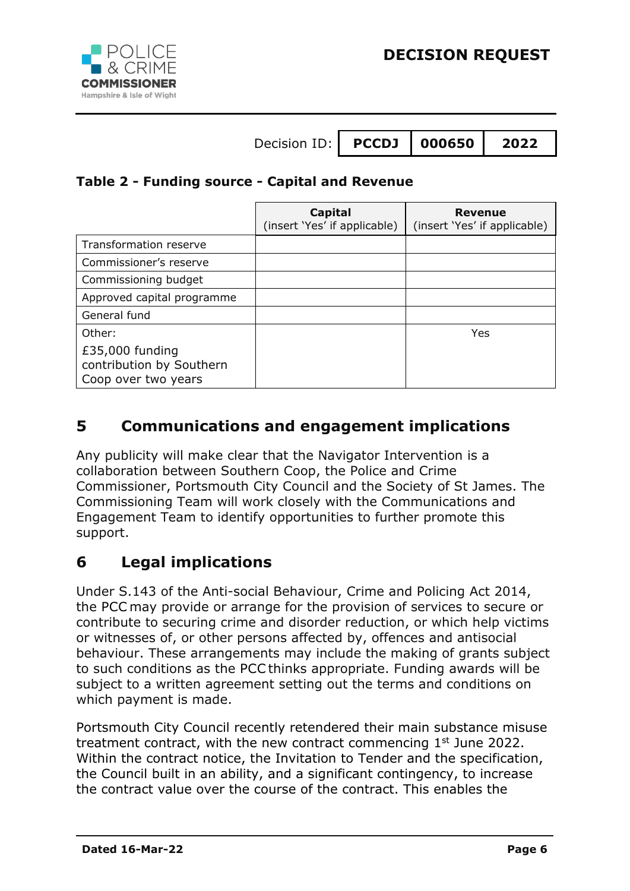Decision ID: | PCCDJ | 000650 | 2022

**Table 2 - Funding source - Capital and Revenue**

| | Capital (insert 'Yes' if applicable) | Revenue (insert 'Yes' if applicable) |
|---|---|---|
| Transformation reserve | | |
| Commissioner's reserve | | |
| Commissioning budget | | |
| Approved capital programme | | |
| General fund | | |
| Other: £35,000 funding contribution by Southern Coop over two years | | Yes |

## 5 Communications and engagement implications

Any publicity will make clear that the Navigator Intervention is a collaboration between Southern Coop, the Police and Crime Commissioner, Portsmouth City Council and the Society of St James. The Commissioning Team will work closely with the Communications and Engagement Team to identify opportunities to further promote this support.

## 6 Legal implications

Under S.143 of the Anti-social Behaviour, Crime and Policing Act 2014, the PCC may provide or arrange for the provision of services to secure or contribute to securing crime and disorder reduction, or which help victims or witnesses of, or other persons affected by, offences and antisocial behaviour. These arrangements may include the making of grants subject to such conditions as the PCC thinks appropriate. Funding awards will be subject to a written agreement setting out the terms and conditions on which payment is made.

Portsmouth City Council recently retendered their main substance misuse treatment contract, with the new contract commencing 1st June 2022. Within the contract notice, the Invitation to Tender and the specification, the Council built in an ability, and a significant contingency, to increase the contract value over the course of the contract. This enables the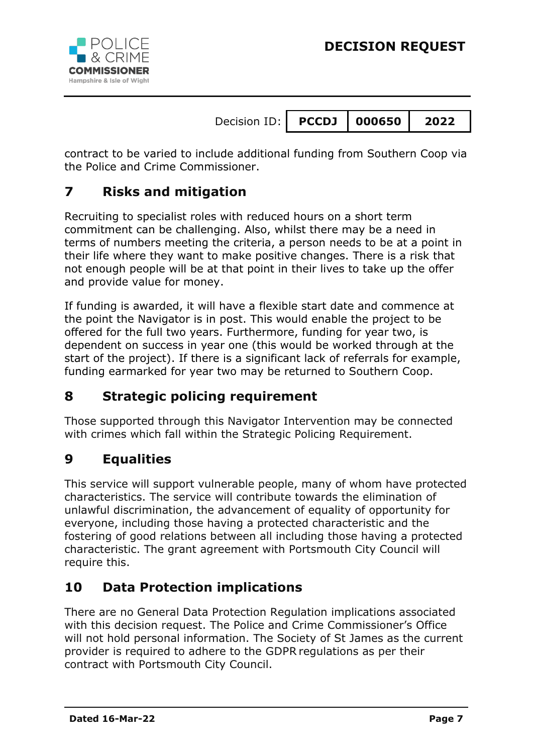contract to be varied to include additional funding from Southern Coop via the Police and Crime Commissioner.

## 7 Risks and mitigation

Recruiting to specialist roles with reduced hours on a short term commitment can be challenging. Also, whilst there may be a need in terms of numbers meeting the criteria, a person needs to be at a point in their life where they want to make positive changes. There is a risk that not enough people will be at that point in their lives to take up the offer and provide value for money.

If funding is awarded, it will have a flexible start date and commence at the point the Navigator is in post. This would enable the project to be offered for the full two years. Furthermore, funding for year two, is dependent on success in year one (this would be worked through at the start of the project). If there is a significant lack of referrals for example, funding earmarked for year two may be returned to Southern Coop.

## 8 Strategic policing requirement

Those supported through this Navigator Intervention may be connected with crimes which fall within the Strategic Policing Requirement.

## 9 Equalities

This service will support vulnerable people, many of whom have protected characteristics. The service will contribute towards the elimination of unlawful discrimination, the advancement of equality of opportunity for everyone, including those having a protected characteristic and the fostering of good relations between all including those having a protected characteristic. The grant agreement with Portsmouth City Council will require this.

## 10 Data Protection implications

There are no General Data Protection Regulation implications associated with this decision request. The Police and Crime Commissioner's Office will not hold personal information. The Society of St James as the current provider is required to adhere to the GDPR regulations as per their contract with Portsmouth City Council.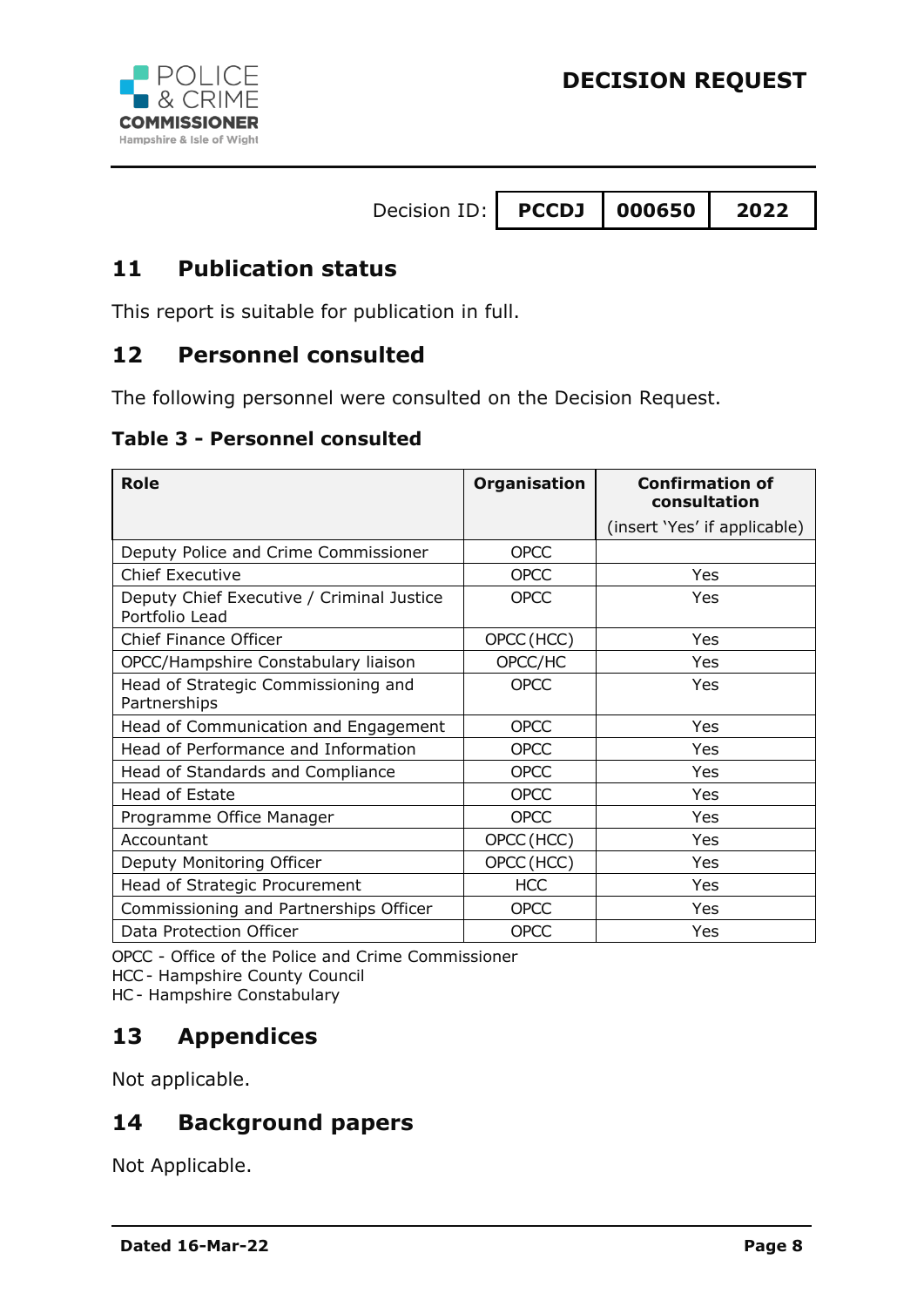## 11 Publication status

This report is suitable for publication in full.

## 12 Personnel consulted

The following personnel were consulted on the Decision Request.

**Table 3 - Personnel consulted**

| Role | Organisation | Confirmation of consultation (insert 'Yes' if applicable) |
|---|---|---|
| Deputy Police and Crime Commissioner | OPCC | |
| Chief Executive | OPCC | Yes |
| Deputy Chief Executive / Criminal Justice Portfolio Lead | OPCC | Yes |
| Chief Finance Officer | OPCC (HCC) | Yes |
| OPCC/Hampshire Constabulary liaison | OPCC/HC | Yes |
| Head of Strategic Commissioning and Partnerships | OPCC | Yes |
| Head of Communication and Engagement | OPCC | Yes |
| Head of Performance and Information | OPCC | Yes |
| Head of Standards and Compliance | OPCC | Yes |
| Head of Estate | OPCC | Yes |
| Programme Office Manager | OPCC | Yes |
| Accountant | OPCC (HCC) | Yes |
| Deputy Monitoring Officer | OPCC (HCC) | Yes |
| Head of Strategic Procurement | HCC | Yes |
| Commissioning and Partnerships Officer | OPCC | Yes |
| Data Protection Officer | OPCC | Yes |

OPCC - Office of the Police and Crime Commissioner
HCC - Hampshire County Council
HC - Hampshire Constabulary

## 13 Appendices

Not applicable.

## 14 Background papers

Not Applicable.